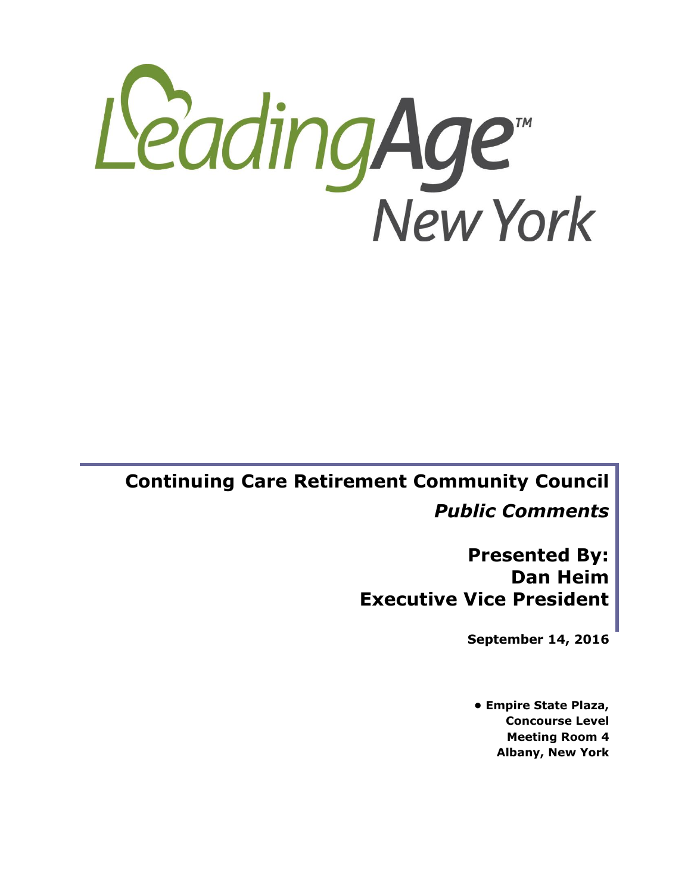LeadingAge™ New York

# Continuing Care Retirement Community Council

***Public Comments***

**Presented By:**
**Dan Heim**
**Executive Vice President**

**September 14, 2016**

**• Empire State Plaza,**
**Concourse Level**
**Meeting Room 4**
**Albany, New York**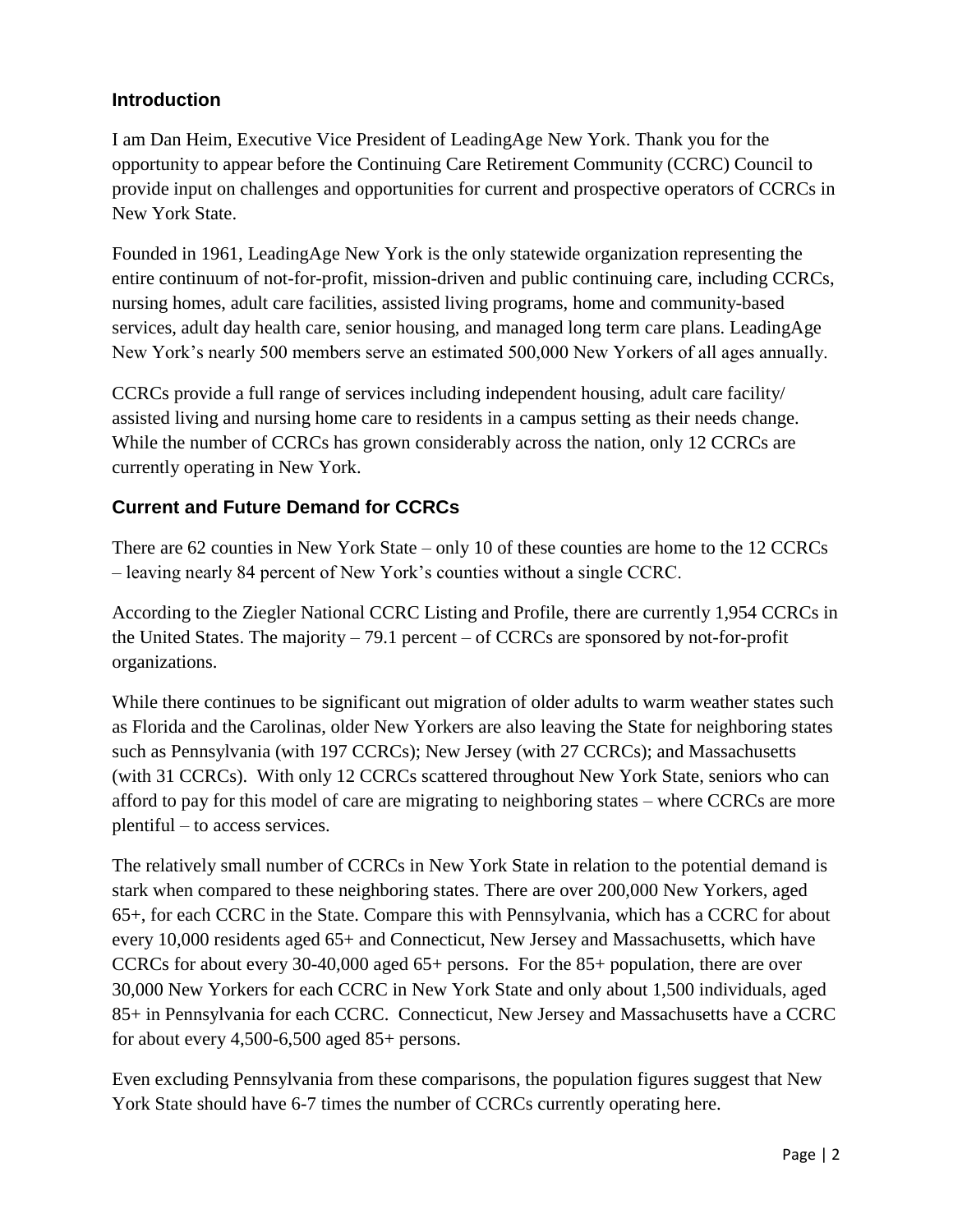## Introduction

I am Dan Heim, Executive Vice President of LeadingAge New York. Thank you for the opportunity to appear before the Continuing Care Retirement Community (CCRC) Council to provide input on challenges and opportunities for current and prospective operators of CCRCs in New York State.

Founded in 1961, LeadingAge New York is the only statewide organization representing the entire continuum of not-for-profit, mission-driven and public continuing care, including CCRCs, nursing homes, adult care facilities, assisted living programs, home and community-based services, adult day health care, senior housing, and managed long term care plans. LeadingAge New York's nearly 500 members serve an estimated 500,000 New Yorkers of all ages annually.

CCRCs provide a full range of services including independent housing, adult care facility/ assisted living and nursing home care to residents in a campus setting as their needs change. While the number of CCRCs has grown considerably across the nation, only 12 CCRCs are currently operating in New York.

## Current and Future Demand for CCRCs

There are 62 counties in New York State – only 10 of these counties are home to the 12 CCRCs – leaving nearly 84 percent of New York's counties without a single CCRC.

According to the Ziegler National CCRC Listing and Profile, there are currently 1,954 CCRCs in the United States. The majority – 79.1 percent – of CCRCs are sponsored by not-for-profit organizations.

While there continues to be significant out migration of older adults to warm weather states such as Florida and the Carolinas, older New Yorkers are also leaving the State for neighboring states such as Pennsylvania (with 197 CCRCs); New Jersey (with 27 CCRCs); and Massachusetts (with 31 CCRCs). With only 12 CCRCs scattered throughout New York State, seniors who can afford to pay for this model of care are migrating to neighboring states – where CCRCs are more plentiful – to access services.

The relatively small number of CCRCs in New York State in relation to the potential demand is stark when compared to these neighboring states. There are over 200,000 New Yorkers, aged 65+, for each CCRC in the State. Compare this with Pennsylvania, which has a CCRC for about every 10,000 residents aged 65+ and Connecticut, New Jersey and Massachusetts, which have CCRCs for about every 30-40,000 aged 65+ persons. For the 85+ population, there are over 30,000 New Yorkers for each CCRC in New York State and only about 1,500 individuals, aged 85+ in Pennsylvania for each CCRC. Connecticut, New Jersey and Massachusetts have a CCRC for about every 4,500-6,500 aged 85+ persons.

Even excluding Pennsylvania from these comparisons, the population figures suggest that New York State should have 6-7 times the number of CCRCs currently operating here.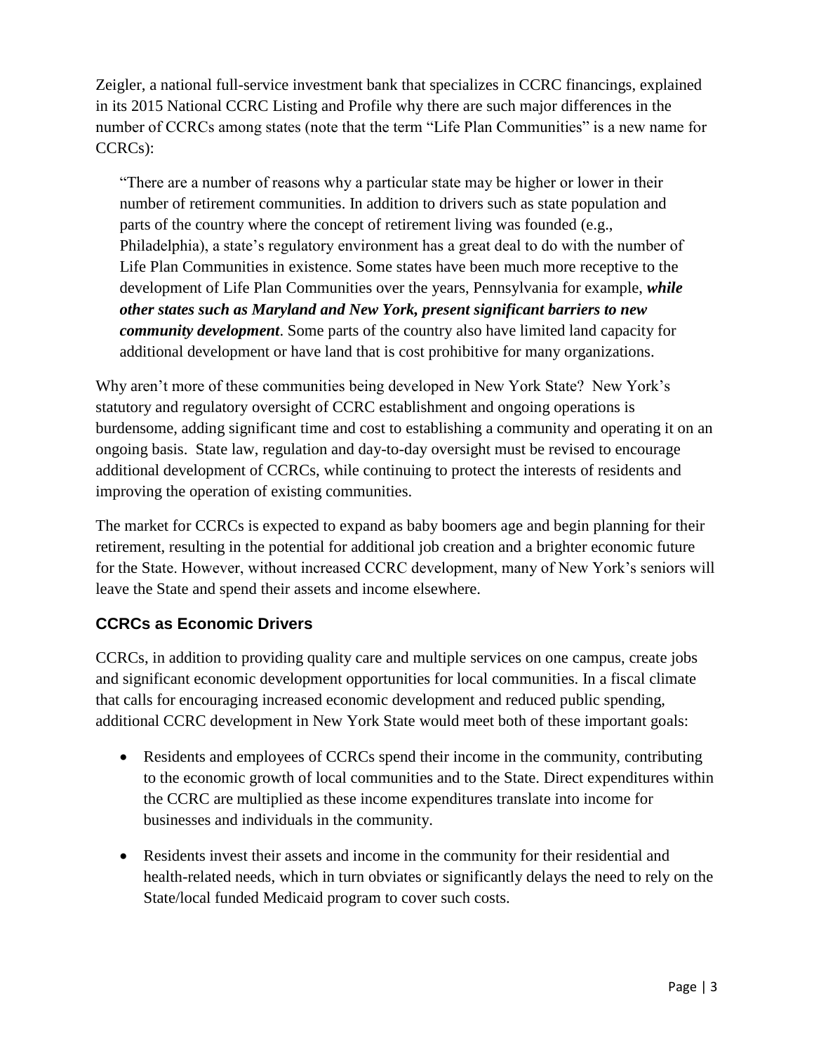Zeigler, a national full-service investment bank that specializes in CCRC financings, explained in its 2015 National CCRC Listing and Profile why there are such major differences in the number of CCRCs among states (note that the term "Life Plan Communities" is a new name for CCRCs):

> "There are a number of reasons why a particular state may be higher or lower in their number of retirement communities. In addition to drivers such as state population and parts of the country where the concept of retirement living was founded (e.g., Philadelphia), a state's regulatory environment has a great deal to do with the number of Life Plan Communities in existence. Some states have been much more receptive to the development of Life Plan Communities over the years, Pennsylvania for example, ***while other states such as Maryland and New York, present significant barriers to new community development***. Some parts of the country also have limited land capacity for additional development or have land that is cost prohibitive for many organizations.

Why aren't more of these communities being developed in New York State? New York's statutory and regulatory oversight of CCRC establishment and ongoing operations is burdensome, adding significant time and cost to establishing a community and operating it on an ongoing basis. State law, regulation and day-to-day oversight must be revised to encourage additional development of CCRCs, while continuing to protect the interests of residents and improving the operation of existing communities.

The market for CCRCs is expected to expand as baby boomers age and begin planning for their retirement, resulting in the potential for additional job creation and a brighter economic future for the State. However, without increased CCRC development, many of New York's seniors will leave the State and spend their assets and income elsewhere.

## CCRCs as Economic Drivers

CCRCs, in addition to providing quality care and multiple services on one campus, create jobs and significant economic development opportunities for local communities. In a fiscal climate that calls for encouraging increased economic development and reduced public spending, additional CCRC development in New York State would meet both of these important goals:

- Residents and employees of CCRCs spend their income in the community, contributing to the economic growth of local communities and to the State. Direct expenditures within the CCRC are multiplied as these income expenditures translate into income for businesses and individuals in the community.

- Residents invest their assets and income in the community for their residential and health-related needs, which in turn obviates or significantly delays the need to rely on the State/local funded Medicaid program to cover such costs.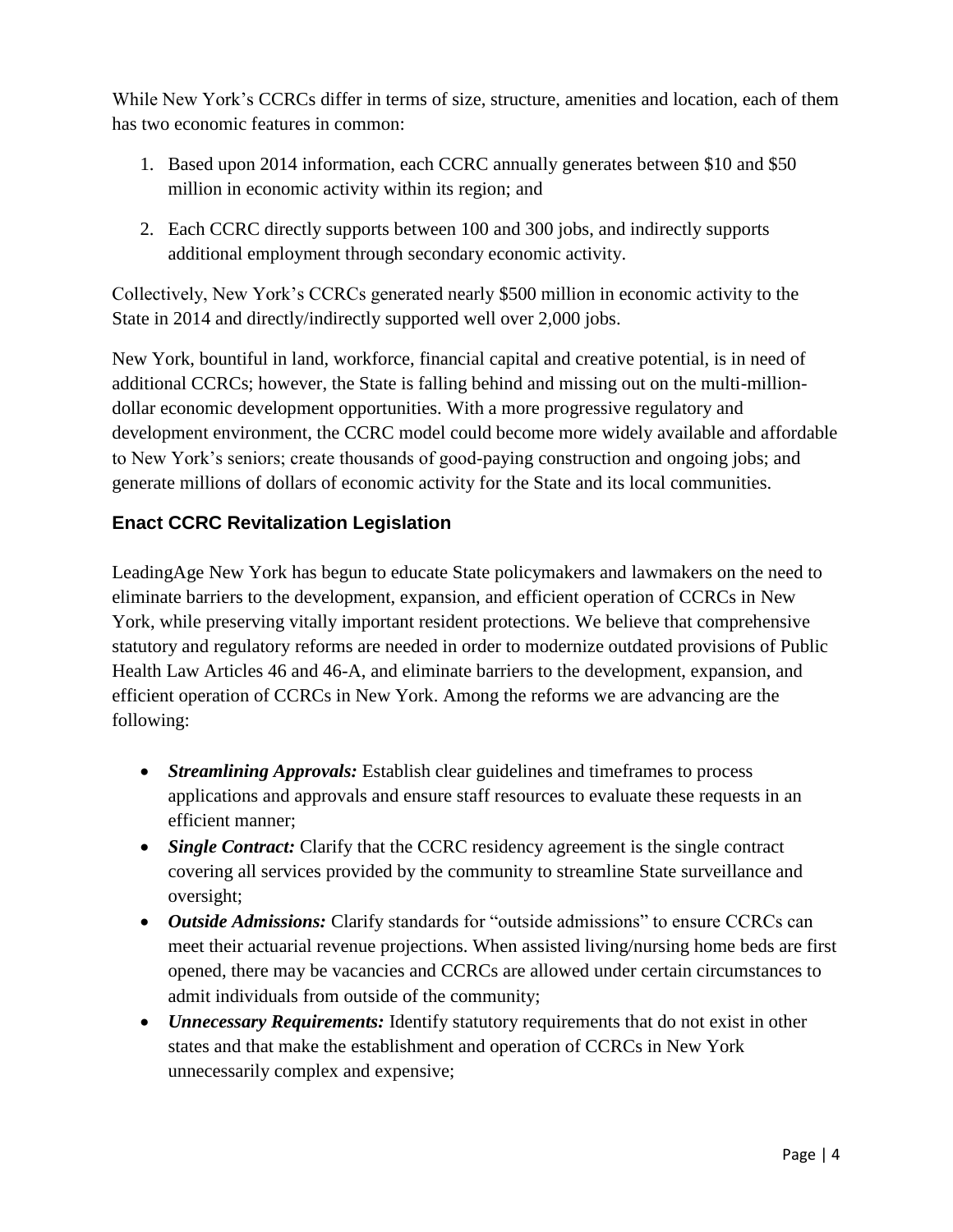While New York's CCRCs differ in terms of size, structure, amenities and location, each of them has two economic features in common:

1. Based upon 2014 information, each CCRC annually generates between $10 and $50 million in economic activity within its region; and
2. Each CCRC directly supports between 100 and 300 jobs, and indirectly supports additional employment through secondary economic activity.

Collectively, New York's CCRCs generated nearly $500 million in economic activity to the State in 2014 and directly/indirectly supported well over 2,000 jobs.

New York, bountiful in land, workforce, financial capital and creative potential, is in need of additional CCRCs; however, the State is falling behind and missing out on the multi-million-dollar economic development opportunities. With a more progressive regulatory and development environment, the CCRC model could become more widely available and affordable to New York's seniors; create thousands of good-paying construction and ongoing jobs; and generate millions of dollars of economic activity for the State and its local communities.

## Enact CCRC Revitalization Legislation

LeadingAge New York has begun to educate State policymakers and lawmakers on the need to eliminate barriers to the development, expansion, and efficient operation of CCRCs in New York, while preserving vitally important resident protections. We believe that comprehensive statutory and regulatory reforms are needed in order to modernize outdated provisions of Public Health Law Articles 46 and 46-A, and eliminate barriers to the development, expansion, and efficient operation of CCRCs in New York. Among the reforms we are advancing are the following:

- ***Streamlining Approvals:*** Establish clear guidelines and timeframes to process applications and approvals and ensure staff resources to evaluate these requests in an efficient manner;
- ***Single Contract:*** Clarify that the CCRC residency agreement is the single contract covering all services provided by the community to streamline State surveillance and oversight;
- ***Outside Admissions:*** Clarify standards for "outside admissions" to ensure CCRCs can meet their actuarial revenue projections. When assisted living/nursing home beds are first opened, there may be vacancies and CCRCs are allowed under certain circumstances to admit individuals from outside of the community;
- ***Unnecessary Requirements:*** Identify statutory requirements that do not exist in other states and that make the establishment and operation of CCRCs in New York unnecessarily complex and expensive;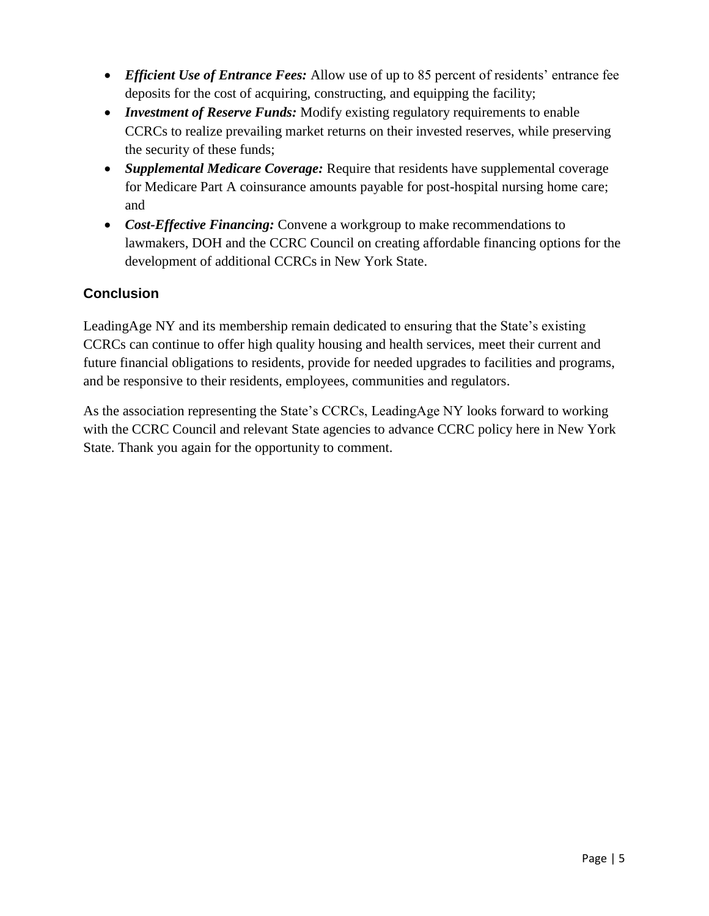- ***Efficient Use of Entrance Fees:*** Allow use of up to 85 percent of residents' entrance fee deposits for the cost of acquiring, constructing, and equipping the facility;
- ***Investment of Reserve Funds:*** Modify existing regulatory requirements to enable CCRCs to realize prevailing market returns on their invested reserves, while preserving the security of these funds;
- ***Supplemental Medicare Coverage:*** Require that residents have supplemental coverage for Medicare Part A coinsurance amounts payable for post-hospital nursing home care; and
- ***Cost-Effective Financing:*** Convene a workgroup to make recommendations to lawmakers, DOH and the CCRC Council on creating affordable financing options for the development of additional CCRCs in New York State.

## Conclusion

LeadingAge NY and its membership remain dedicated to ensuring that the State's existing CCRCs can continue to offer high quality housing and health services, meet their current and future financial obligations to residents, provide for needed upgrades to facilities and programs, and be responsive to their residents, employees, communities and regulators.

As the association representing the State's CCRCs, LeadingAge NY looks forward to working with the CCRC Council and relevant State agencies to advance CCRC policy here in New York State. Thank you again for the opportunity to comment.